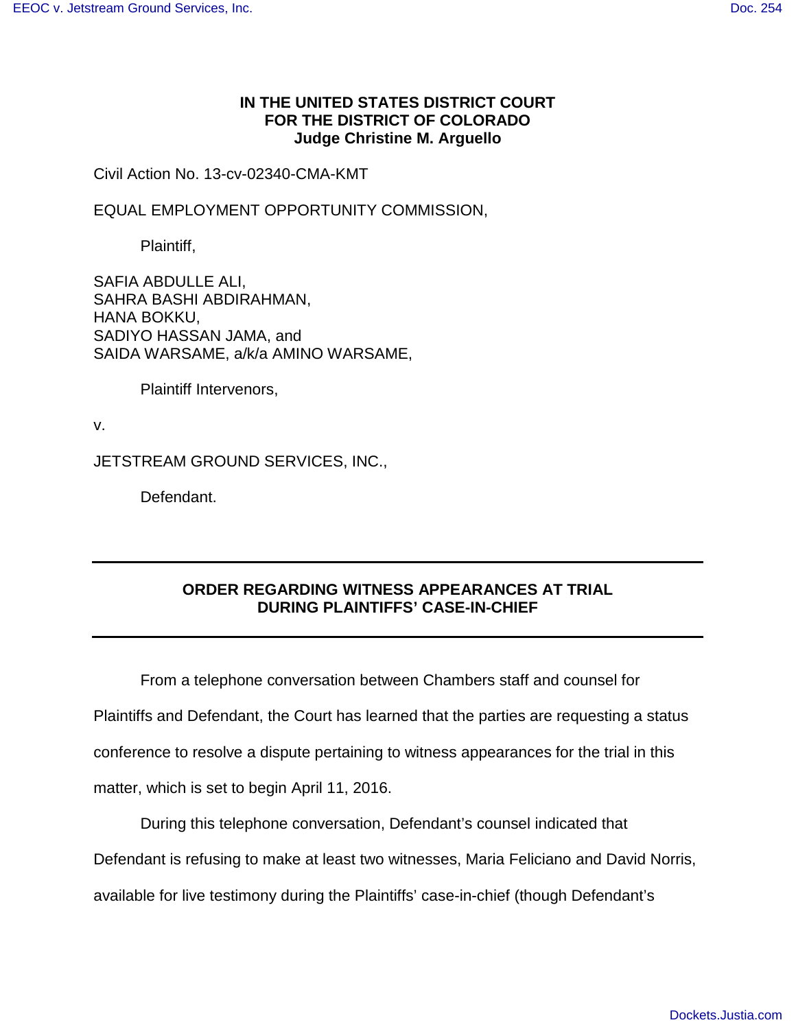**IN THE UNITED STATES DISTRICT COURT**
**FOR THE DISTRICT OF COLORADO**
**Judge Christine M. Arguello**

Civil Action No. 13-cv-02340-CMA-KMT

EQUAL EMPLOYMENT OPPORTUNITY COMMISSION,

Plaintiff,

SAFIA ABDULLE ALI,
SAHRA BASHI ABDIRAHMAN,
HANA BOKKU,
SADIYO HASSAN JAMA, and
SAIDA WARSAME, a/k/a AMINO WARSAME,

Plaintiff Intervenors,

v.

JETSTREAM GROUND SERVICES, INC.,

Defendant.

---

**ORDER REGARDING WITNESS APPEARANCES AT TRIAL**
**DURING PLAINTIFFS' CASE-IN-CHIEF**

---

From a telephone conversation between Chambers staff and counsel for Plaintiffs and Defendant, the Court has learned that the parties are requesting a status conference to resolve a dispute pertaining to witness appearances for the trial in this matter, which is set to begin April 11, 2016.

During this telephone conversation, Defendant's counsel indicated that Defendant is refusing to make at least two witnesses, Maria Feliciano and David Norris, available for live testimony during the Plaintiffs' case-in-chief (though Defendant's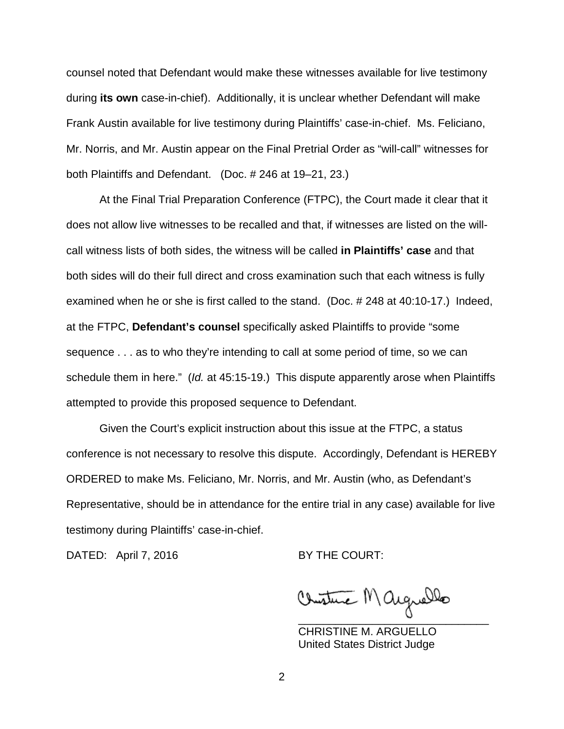counsel noted that Defendant would make these witnesses available for live testimony during **its own** case-in-chief). Additionally, it is unclear whether Defendant will make Frank Austin available for live testimony during Plaintiffs' case-in-chief. Ms. Feliciano, Mr. Norris, and Mr. Austin appear on the Final Pretrial Order as "will-call" witnesses for both Plaintiffs and Defendant. (Doc. # 246 at 19–21, 23.)

At the Final Trial Preparation Conference (FTPC), the Court made it clear that it does not allow live witnesses to be recalled and that, if witnesses are listed on the will-call witness lists of both sides, the witness will be called **in Plaintiffs' case** and that both sides will do their full direct and cross examination such that each witness is fully examined when he or she is first called to the stand. (Doc. # 248 at 40:10-17.) Indeed, at the FTPC, **Defendant's counsel** specifically asked Plaintiffs to provide "some sequence . . . as to who they're intending to call at some period of time, so we can schedule them in here." (*Id.* at 45:15-19.) This dispute apparently arose when Plaintiffs attempted to provide this proposed sequence to Defendant.

Given the Court's explicit instruction about this issue at the FTPC, a status conference is not necessary to resolve this dispute. Accordingly, Defendant is HEREBY ORDERED to make Ms. Feliciano, Mr. Norris, and Mr. Austin (who, as Defendant's Representative, should be in attendance for the entire trial in any case) available for live testimony during Plaintiffs' case-in-chief.

DATED: April 7, 2016

BY THE COURT:

\_\_\_\_\_\_\_\_\_\_\_\_\_\_\_\_\_\_\_\_\_\_\_\_\_\_\_\_\_\_\_\_

CHRISTINE M. ARGUELLO
United States District Judge